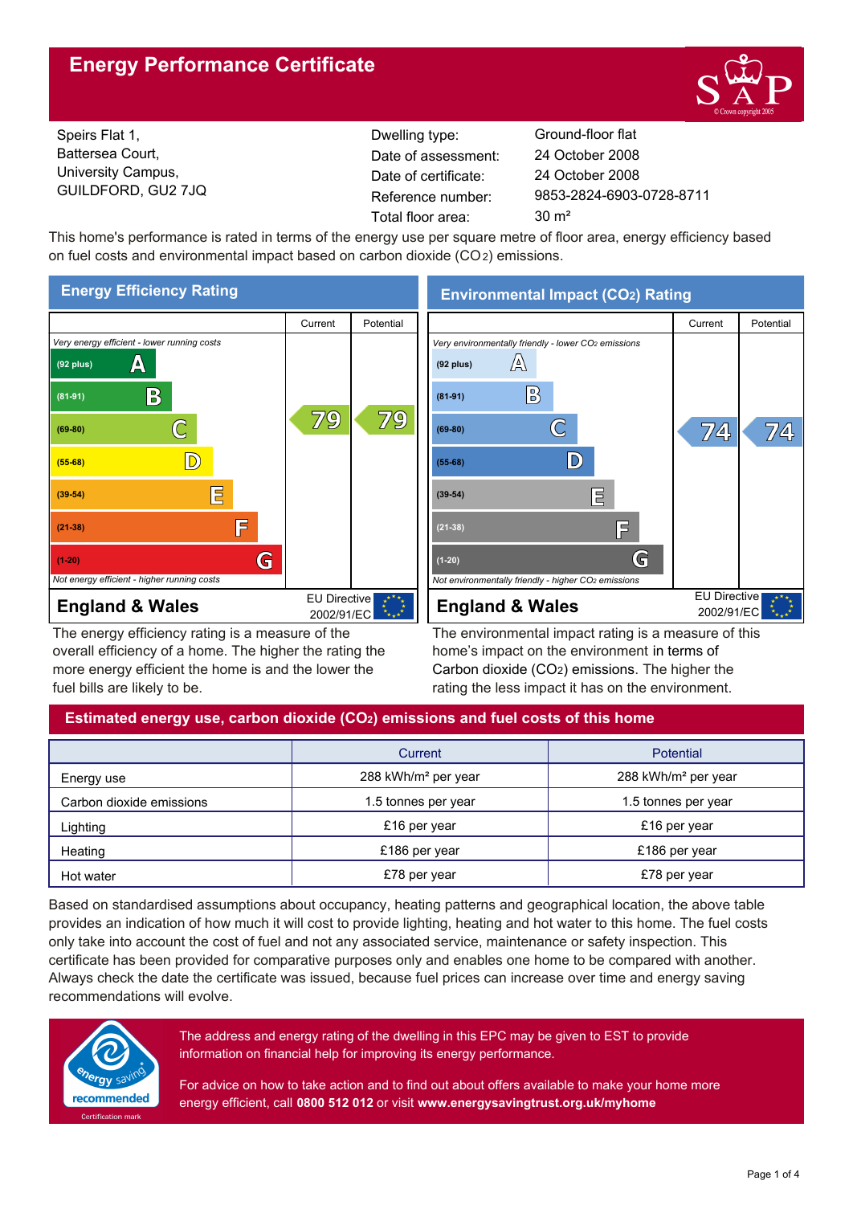# Energy Performance Certificate

Speirs Flat 1,
Battersea Court,
University Campus,
GUILDFORD, GU2 7JQ

| | |
|---|---|
| Dwelling type: | Ground-floor flat |
| Date of assessment: | 24 October 2008 |
| Date of certificate: | 24 October 2008 |
| Reference number: | 9853-2824-6903-0728-8711 |
| Total floor area: | 30 m² |

This home's performance is rated in terms of the energy use per square metre of floor area, energy efficiency based on fuel costs and environmental impact based on carbon dioxide ($CO_2$) emissions.

## Energy Efficiency Rating

| Rating | Current | Potential |
|---|---|---|
| *Very energy efficient - lower running costs* | | |
| (92 plus) A | | |
| (81-91) B | | |
| (69-80) C | 79 | 79 |
| (55-68) D | | |
| (39-54) E | | |
| (21-38) F | | |
| (1-20) G | | |
| *Not energy efficient - higher running costs* | | |

**England & Wales** — EU Directive 2002/91/EC

The energy efficiency rating is a measure of the overall efficiency of a home. The higher the rating the more energy efficient the home is and the lower the fuel bills are likely to be.

## Environmental Impact ($CO_2$) Rating

| Rating | Current | Potential |
|---|---|---|
| *Very environmentally friendly - lower $CO_2$ emissions* | | |
| (92 plus) A | | |
| (81-91) B | | |
| (69-80) C | 74 | 74 |
| (55-68) D | | |
| (39-54) E | | |
| (21-38) F | | |
| (1-20) G | | |
| *Not environmentally friendly - higher $CO_2$ emissions* | | |

**England & Wales** — EU Directive 2002/91/EC

The environmental impact rating is a measure of this home's impact on the environment in terms of Carbon dioxide ($CO_2$) emissions. The higher the rating the less impact it has on the environment.

## Estimated energy use, carbon dioxide ($CO_2$) emissions and fuel costs of this home

| | Current | Potential |
|---|---|---|
| Energy use | 288 kWh/m² per year | 288 kWh/m² per year |
| Carbon dioxide emissions | 1.5 tonnes per year | 1.5 tonnes per year |
| Lighting | £16 per year | £16 per year |
| Heating | £186 per year | £186 per year |
| Hot water | £78 per year | £78 per year |

Based on standardised assumptions about occupancy, heating patterns and geographical location, the above table provides an indication of how much it will cost to provide lighting, heating and hot water to this home. The fuel costs only take into account the cost of fuel and not any associated service, maintenance or safety inspection. This certificate has been provided for comparative purposes only and enables one home to be compared with another. Always check the date the certificate was issued, because fuel prices can increase over time and energy saving recommendations will evolve.

energy saving recommended — Certification mark

The address and energy rating of the dwelling in this EPC may be given to EST to provide information on financial help for improving its energy performance.

For advice on how to take action and to find out about offers available to make your home more energy efficient, call **0800 512 012** or visit **www.energysavingtrust.org.uk/myhome**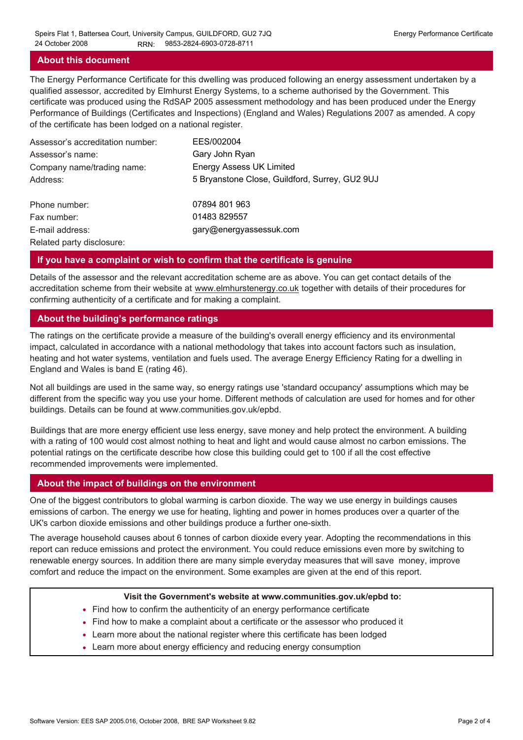## About this document

The Energy Performance Certificate for this dwelling was produced following an energy assessment undertaken by a qualified assessor, accredited by Elmhurst Energy Systems, to a scheme authorised by the Government. This certificate was produced using the RdSAP 2005 assessment methodology and has been produced under the Energy Performance of Buildings (Certificates and Inspections) (England and Wales) Regulations 2007 as amended. A copy of the certificate has been lodged on a national register.

| | |
|---|---|
| Assessor's accreditation number: | EES/002004 |
| Assessor's name: | Gary John Ryan |
| Company name/trading name: | Energy Assess UK Limited |
| Address: | 5 Bryanstone Close, Guildford, Surrey, GU2 9UJ |
| Phone number: | 07894 801 963 |
| Fax number: | 01483 829557 |
| E-mail address: | gary@energyassessuk.com |
| Related party disclosure: | |

## If you have a complaint or wish to confirm that the certificate is genuine

Details of the assessor and the relevant accreditation scheme are as above. You can get contact details of the accreditation scheme from their website at www.elmhurstenergy.co.uk together with details of their procedures for confirming authenticity of a certificate and for making a complaint.

## About the building's performance ratings

The ratings on the certificate provide a measure of the building's overall energy efficiency and its environmental impact, calculated in accordance with a national methodology that takes into account factors such as insulation, heating and hot water systems, ventilation and fuels used. The average Energy Efficiency Rating for a dwelling in England and Wales is band E (rating 46).

Not all buildings are used in the same way, so energy ratings use 'standard occupancy' assumptions which may be different from the specific way you use your home. Different methods of calculation are used for homes and for other buildings. Details can be found at www.communities.gov.uk/epbd.

Buildings that are more energy efficient use less energy, save money and help protect the environment. A building with a rating of 100 would cost almost nothing to heat and light and would cause almost no carbon emissions. The potential ratings on the certificate describe how close this building could get to 100 if all the cost effective recommended improvements were implemented.

## About the impact of buildings on the environment

One of the biggest contributors to global warming is carbon dioxide. The way we use energy in buildings causes emissions of carbon. The energy we use for heating, lighting and power in homes produces over a quarter of the UK's carbon dioxide emissions and other buildings produce a further one-sixth.

The average household causes about 6 tonnes of carbon dioxide every year. Adopting the recommendations in this report can reduce emissions and protect the environment. You could reduce emissions even more by switching to renewable energy sources. In addition there are many simple everyday measures that will save money, improve comfort and reduce the impact on the environment. Some examples are given at the end of this report.

**Visit the Government's website at www.communities.gov.uk/epbd to:**

- Find how to confirm the authenticity of an energy performance certificate
- Find how to make a complaint about a certificate or the assessor who produced it
- Learn more about the national register where this certificate has been lodged
- Learn more about energy efficiency and reducing energy consumption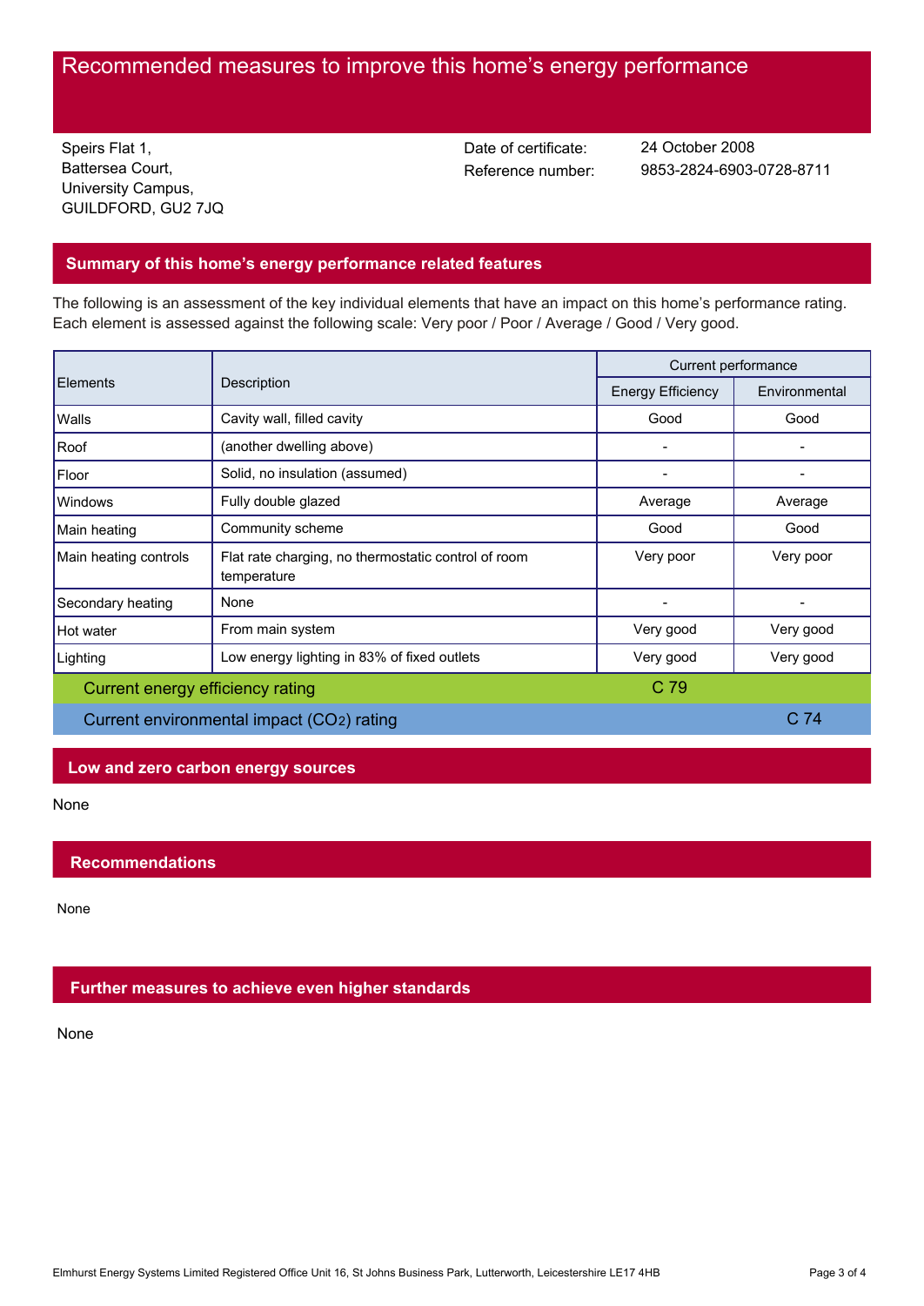# Recommended measures to improve this home's energy performance

Speirs Flat 1,
Battersea Court,
University Campus,
GUILDFORD, GU2 7JQ

Date of certificate: 24 October 2008
Reference number: 9853-2824-6903-0728-8711

## Summary of this home's energy performance related features

The following is an assessment of the key individual elements that have an impact on this home's performance rating. Each element is assessed against the following scale: Very poor / Poor / Average / Good / Very good.

| Elements | Description | Current performance | |
|---|---|---|---|
| | | Energy Efficiency | Environmental |
| Walls | Cavity wall, filled cavity | Good | Good |
| Roof | (another dwelling above) | - | - |
| Floor | Solid, no insulation (assumed) | - | - |
| Windows | Fully double glazed | Average | Average |
| Main heating | Community scheme | Good | Good |
| Main heating controls | Flat rate charging, no thermostatic control of room temperature | Very poor | Very poor |
| Secondary heating | None | - | - |
| Hot water | From main system | Very good | Very good |
| Lighting | Low energy lighting in 83% of fixed outlets | Very good | Very good |
| Current energy efficiency rating | | C 79 | |
| Current environmental impact ($CO_2$) rating | | | C 74 |

## Low and zero carbon energy sources

None

## Recommendations

None

## Further measures to achieve even higher standards

None

Elmhurst Energy Systems Limited Registered Office Unit 16, St Johns Business Park, Lutterworth, Leicestershire LE17 4HB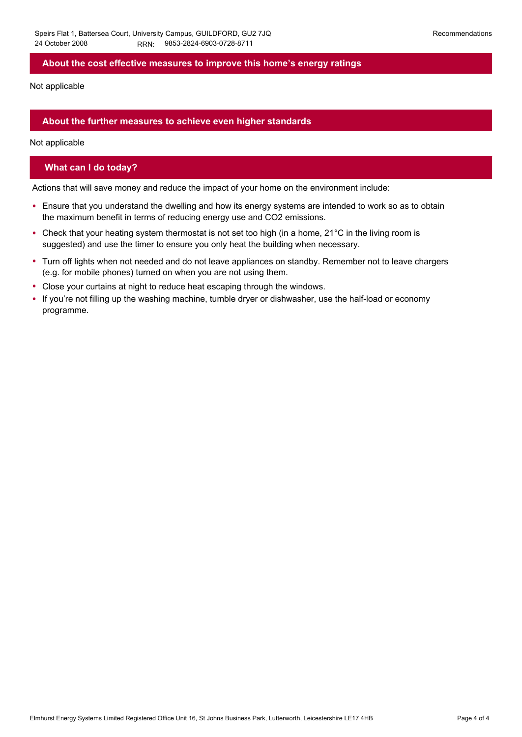## About the cost effective measures to improve this home's energy ratings

Not applicable

## About the further measures to achieve even higher standards

Not applicable

## What can I do today?

Actions that will save money and reduce the impact of your home on the environment include:

- Ensure that you understand the dwelling and how its energy systems are intended to work so as to obtain the maximum benefit in terms of reducing energy use and $CO_2$ emissions.
- Check that your heating system thermostat is not set too high (in a home, 21°C in the living room is suggested) and use the timer to ensure you only heat the building when necessary.
- Turn off lights when not needed and do not leave appliances on standby. Remember not to leave chargers (e.g. for mobile phones) turned on when you are not using them.
- Close your curtains at night to reduce heat escaping through the windows.
- If you're not filling up the washing machine, tumble dryer or dishwasher, use the half-load or economy programme.